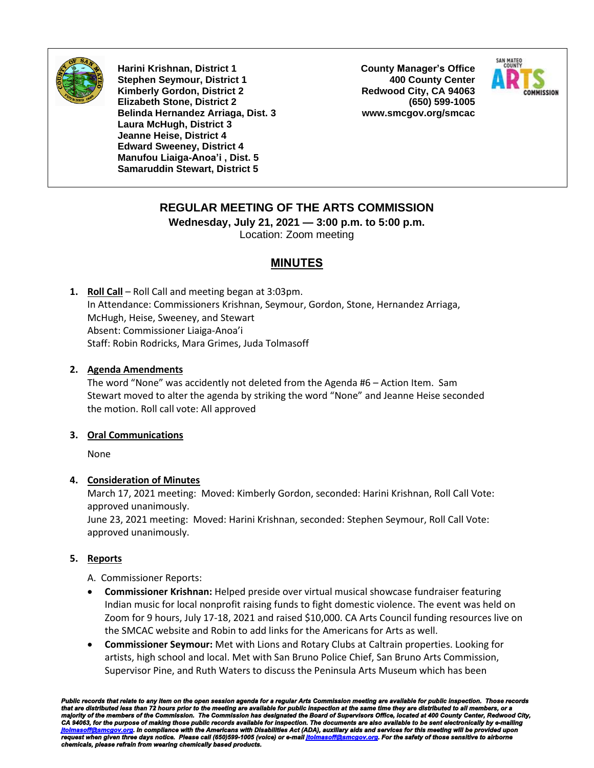**Harini Krishnan, District 1**
**Stephen Seymour, District 1**
**Kimberly Gordon, District 2**
**Elizabeth Stone, District 2**
**Belinda Hernandez Arriaga, Dist. 3**
**Laura McHugh, District 3**
**Jeanne Heise, District 4**
**Edward Sweeney, District 4**
**Manufou Liaiga-Anoa'i , Dist. 5**
**Samaruddin Stewart, District 5**

**County Manager's Office**
**400 County Center**
**Redwood City, CA 94063**
**(650) 599-1005**
**www.smcgov.org/smcac**

## REGULAR MEETING OF THE ARTS COMMISSION

**Wednesday, July 21, 2021 — 3:00 p.m. to 5:00 p.m.**

Location: Zoom meeting

## MINUTES

1. **Roll Call** – Roll Call and meeting began at 3:03pm.
   In Attendance: Commissioners Krishnan, Seymour, Gordon, Stone, Hernandez Arriaga, McHugh, Heise, Sweeney, and Stewart
   Absent: Commissioner Liaiga-Anoa'i
   Staff: Robin Rodricks, Mara Grimes, Juda Tolmasoff

2. **Agenda Amendments**
   The word "None" was accidently not deleted from the Agenda #6 – Action Item. Sam Stewart moved to alter the agenda by striking the word "None" and Jeanne Heise seconded the motion. Roll call vote: All approved

3. **Oral Communications**

   None

4. **Consideration of Minutes**
   March 17, 2021 meeting: Moved: Kimberly Gordon, seconded: Harini Krishnan, Roll Call Vote: approved unanimously.
   June 23, 2021 meeting: Moved: Harini Krishnan, seconded: Stephen Seymour, Roll Call Vote: approved unanimously.

5. **Reports**

   A. Commissioner Reports:

   - **Commissioner Krishnan:** Helped preside over virtual musical showcase fundraiser featuring Indian music for local nonprofit raising funds to fight domestic violence. The event was held on Zoom for 9 hours, July 17-18, 2021 and raised $10,000. CA Arts Council funding resources live on the SMCAC website and Robin to add links for the Americans for Arts as well.
   - **Commissioner Seymour:** Met with Lions and Rotary Clubs at Caltrain properties. Looking for artists, high school and local. Met with San Bruno Police Chief, San Bruno Arts Commission, Supervisor Pine, and Ruth Waters to discuss the Peninsula Arts Museum which has been

***Public records that relate to any item on the open session agenda for a regular Arts Commission meeting are available for public inspection. Those records that are distributed less than 72 hours prior to the meeting are available for public inspection at the same time they are distributed to all members, or a majority of the members of the Commission. The Commission has designated the Board of Supervisors Office, located at 400 County Center, Redwood City, CA 94063, for the purpose of making those public records available for inspection. The documents are also available to be sent electronically by e-mailing jtolmasoff@smcgov.org. In compliance with the Americans with Disabilities Act (ADA), auxiliary aids and services for this meeting will be provided upon request when given three days notice. Please call (650)599-1005 (voice) or e-mail jtolmasoff@smcgov.org. For the safety of those sensitive to airborne chemicals, please refrain from wearing chemically based products.***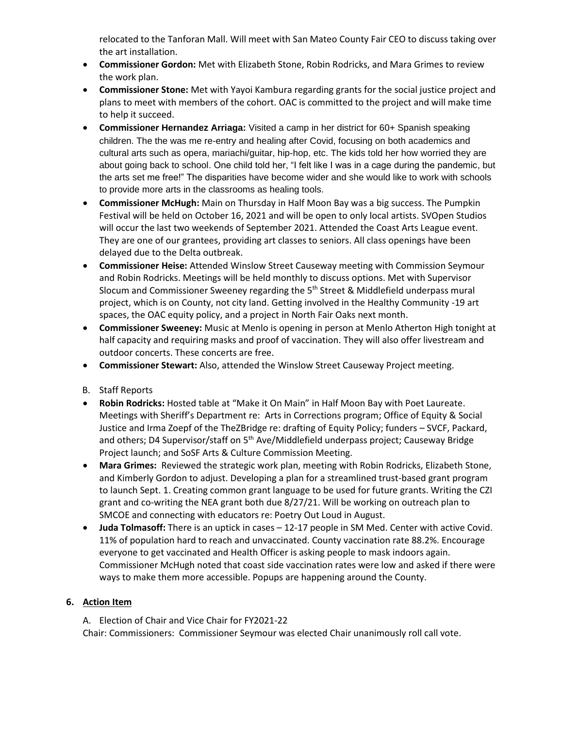relocated to the Tanforan Mall. Will meet with San Mateo County Fair CEO to discuss taking over the art installation.

- **Commissioner Gordon:** Met with Elizabeth Stone, Robin Rodricks, and Mara Grimes to review the work plan.
- **Commissioner Stone:** Met with Yayoi Kambura regarding grants for the social justice project and plans to meet with members of the cohort. OAC is committed to the project and will make time to help it succeed.
- **Commissioner Hernandez Arriaga:** Visited a camp in her district for 60+ Spanish speaking children. The the was me re-entry and healing after Covid, focusing on both academics and cultural arts such as opera, mariachi/guitar, hip-hop, etc. The kids told her how worried they are about going back to school. One child told her, "I felt like I was in a cage during the pandemic, but the arts set me free!" The disparities have become wider and she would like to work with schools to provide more arts in the classrooms as healing tools.
- **Commissioner McHugh:** Main on Thursday in Half Moon Bay was a big success. The Pumpkin Festival will be held on October 16, 2021 and will be open to only local artists. SVOpen Studios will occur the last two weekends of September 2021. Attended the Coast Arts League event. They are one of our grantees, providing art classes to seniors. All class openings have been delayed due to the Delta outbreak.
- **Commissioner Heise:** Attended Winslow Street Causeway meeting with Commission Seymour and Robin Rodricks. Meetings will be held monthly to discuss options. Met with Supervisor Slocum and Commissioner Sweeney regarding the 5th Street & Middlefield underpass mural project, which is on County, not city land. Getting involved in the Healthy Community -19 art spaces, the OAC equity policy, and a project in North Fair Oaks next month.
- **Commissioner Sweeney:** Music at Menlo is opening in person at Menlo Atherton High tonight at half capacity and requiring masks and proof of vaccination. They will also offer livestream and outdoor concerts. These concerts are free.
- **Commissioner Stewart:** Also, attended the Winslow Street Causeway Project meeting.

B. Staff Reports

- **Robin Rodricks:** Hosted table at "Make it On Main" in Half Moon Bay with Poet Laureate. Meetings with Sheriff's Department re: Arts in Corrections program; Office of Equity & Social Justice and Irma Zoepf of the TheZBridge re: drafting of Equity Policy; funders – SVCF, Packard, and others; D4 Supervisor/staff on 5th Ave/Middlefield underpass project; Causeway Bridge Project launch; and SoSF Arts & Culture Commission Meeting.
- **Mara Grimes:** Reviewed the strategic work plan, meeting with Robin Rodricks, Elizabeth Stone, and Kimberly Gordon to adjust. Developing a plan for a streamlined trust-based grant program to launch Sept. 1. Creating common grant language to be used for future grants. Writing the CZI grant and co-writing the NEA grant both due 8/27/21. Will be working on outreach plan to SMCOE and connecting with educators re: Poetry Out Loud in August.
- **Juda Tolmasoff:** There is an uptick in cases – 12-17 people in SM Med. Center with active Covid. 11% of population hard to reach and unvaccinated. County vaccination rate 88.2%. Encourage everyone to get vaccinated and Health Officer is asking people to mask indoors again. Commissioner McHugh noted that coast side vaccination rates were low and asked if there were ways to make them more accessible. Popups are happening around the County.

## 6. Action Item

A. Election of Chair and Vice Chair for FY2021-22

Chair: Commissioners: Commissioner Seymour was elected Chair unanimously roll call vote.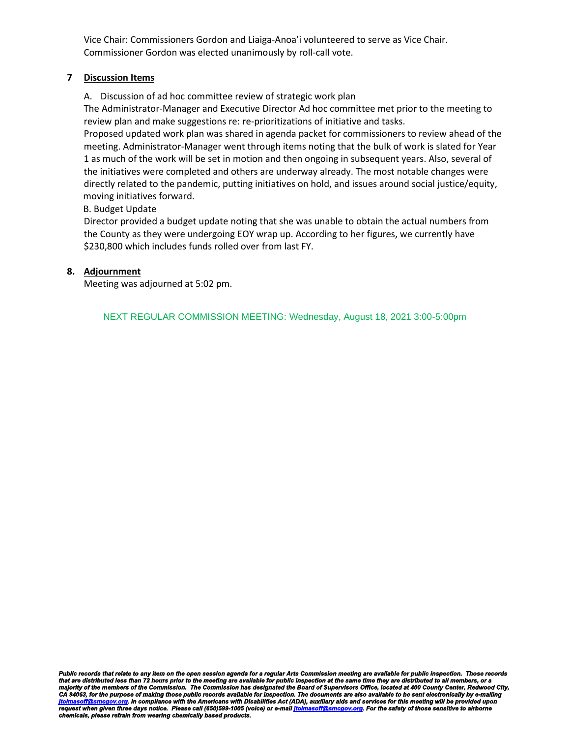Vice Chair: Commissioners Gordon and Liaiga-Anoa'i volunteered to serve as Vice Chair. Commissioner Gordon was elected unanimously by roll-call vote.

## 7 Discussion Items

A. Discussion of ad hoc committee review of strategic work plan

The Administrator-Manager and Executive Director Ad hoc committee met prior to the meeting to review plan and make suggestions re: re-prioritizations of initiative and tasks.

Proposed updated work plan was shared in agenda packet for commissioners to review ahead of the meeting. Administrator-Manager went through items noting that the bulk of work is slated for Year 1 as much of the work will be set in motion and then ongoing in subsequent years. Also, several of the initiatives were completed and others are underway already. The most notable changes were directly related to the pandemic, putting initiatives on hold, and issues around social justice/equity, moving initiatives forward.

B. Budget Update

Director provided a budget update noting that she was unable to obtain the actual numbers from the County as they were undergoing EOY wrap up. According to her figures, we currently have $230,800 which includes funds rolled over from last FY.

## 8. Adjournment

Meeting was adjourned at 5:02 pm.

NEXT REGULAR COMMISSION MEETING: Wednesday, August 18, 2021 3:00-5:00pm

***Public records that relate to any item on the open session agenda for a regular Arts Commission meeting are available for public inspection. Those records that are distributed less than 72 hours prior to the meeting are available for public inspection at the same time they are distributed to all members, or a majority of the members of the Commission. The Commission has designated the Board of Supervisors Office, located at 400 County Center, Redwood City, CA 94063, for the purpose of making those public records available for inspection. The documents are also available to be sent electronically by e-mailing jtolmasoff@smcgov.org. In compliance with the Americans with Disabilities Act (ADA), auxiliary aids and services for this meeting will be provided upon request when given three days notice. Please call (650)599-1005 (voice) or e-mail jtolmasoff@smcgov.org. For the safety of those sensitive to airborne chemicals, please refrain from wearing chemically based products.***